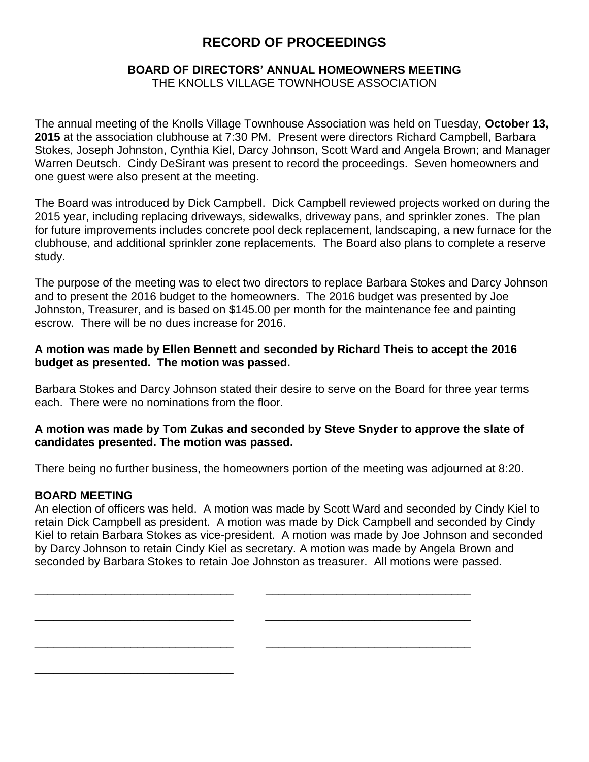# RECORD OF PROCEEDINGS

### BOARD OF DIRECTORS' ANNUAL HOMEOWNERS MEETING

THE KNOLLS VILLAGE TOWNHOUSE ASSOCIATION

The annual meeting of the Knolls Village Townhouse Association was held on Tuesday, **October 13, 2015** at the association clubhouse at 7:30 PM. Present were directors Richard Campbell, Barbara Stokes, Joseph Johnston, Cynthia Kiel, Darcy Johnson, Scott Ward and Angela Brown; and Manager Warren Deutsch. Cindy DeSirant was present to record the proceedings. Seven homeowners and one guest were also present at the meeting.

The Board was introduced by Dick Campbell. Dick Campbell reviewed projects worked on during the 2015 year, including replacing driveways, sidewalks, driveway pans, and sprinkler zones. The plan for future improvements includes concrete pool deck replacement, landscaping, a new furnace for the clubhouse, and additional sprinkler zone replacements. The Board also plans to complete a reserve study.

The purpose of the meeting was to elect two directors to replace Barbara Stokes and Darcy Johnson and to present the 2016 budget to the homeowners. The 2016 budget was presented by Joe Johnston, Treasurer, and is based on $145.00 per month for the maintenance fee and painting escrow. There will be no dues increase for 2016.

**A motion was made by Ellen Bennett and seconded by Richard Theis to accept the 2016 budget as presented. The motion was passed.**

Barbara Stokes and Darcy Johnson stated their desire to serve on the Board for three year terms each. There were no nominations from the floor.

**A motion was made by Tom Zukas and seconded by Steve Snyder to approve the slate of candidates presented. The motion was passed.**

There being no further business, the homeowners portion of the meeting was adjourned at 8:20.

**BOARD MEETING**

An election of officers was held. A motion was made by Scott Ward and seconded by Cindy Kiel to retain Dick Campbell as president. A motion was made by Dick Campbell and seconded by Cindy Kiel to retain Barbara Stokes as vice-president. A motion was made by Joe Johnson and seconded by Darcy Johnson to retain Cindy Kiel as secretary. A motion was made by Angela Brown and seconded by Barbara Stokes to retain Joe Johnston as treasurer. All motions were passed.

_______________________________ _______________________________

_______________________________ _______________________________

_______________________________ _______________________________

_______________________________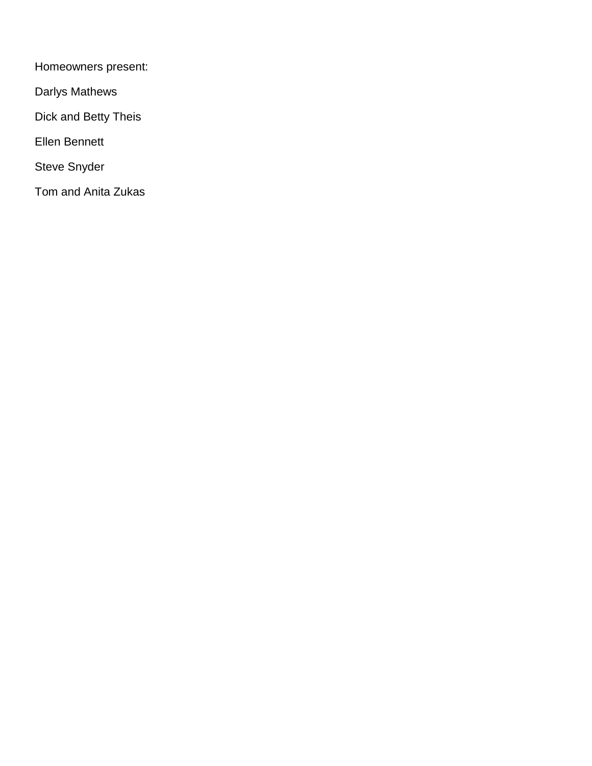Homeowners present:

Darlys Mathews

Dick and Betty Theis

Ellen Bennett

Steve Snyder

Tom and Anita Zukas